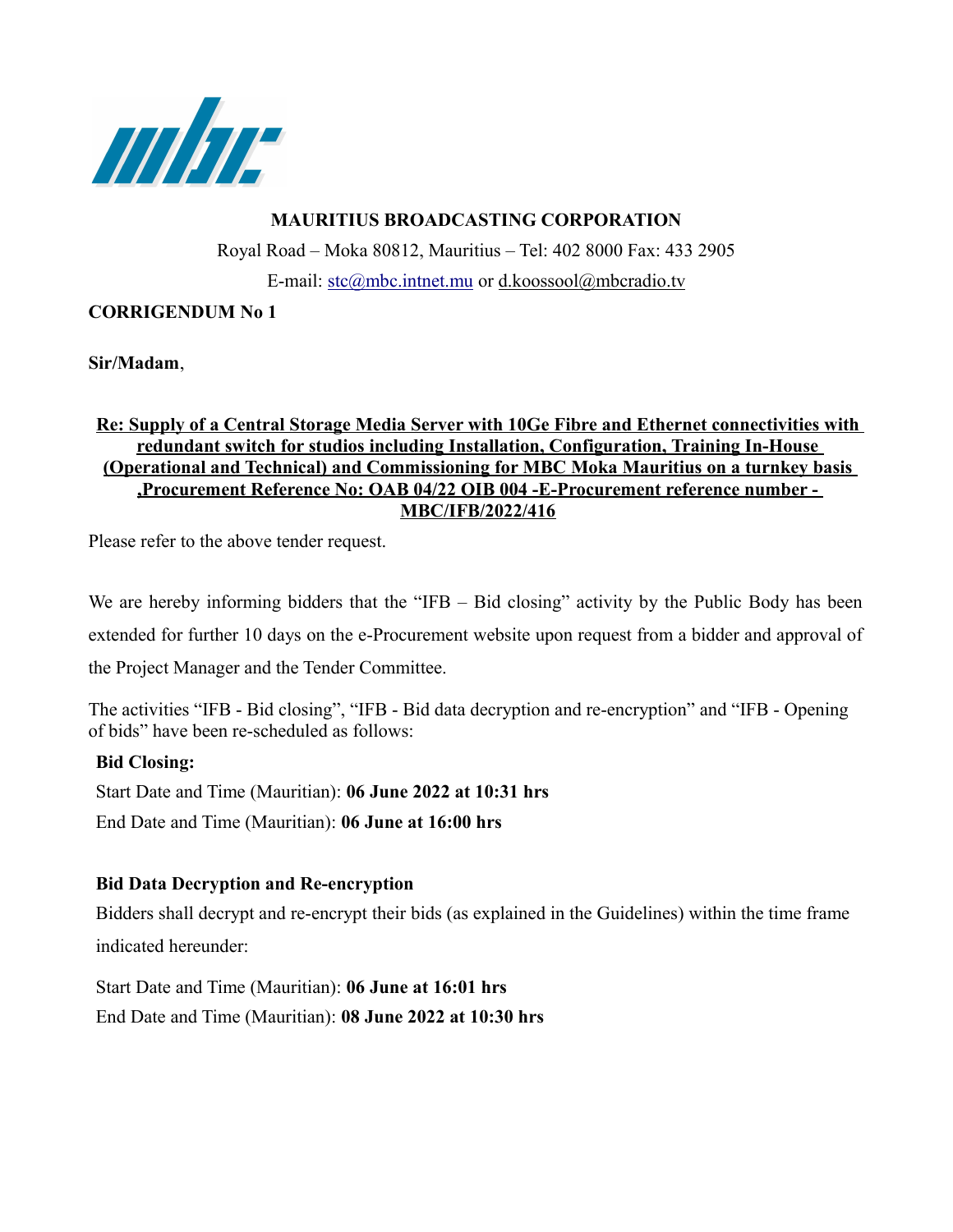**MAURITIUS BROADCASTING CORPORATION**

Royal Road – Moka 80812, Mauritius – Tel: 402 8000 Fax: 433 2905

E-mail: stc@mbc.intnet.mu or d.koossool@mbcradio.tv

**CORRIGENDUM No 1**

**Sir/Madam**,

**Re: Supply of a Central Storage Media Server with 10Ge Fibre and Ethernet connectivities with redundant switch for studios including Installation, Configuration, Training In-House (Operational and Technical) and Commissioning for MBC Moka Mauritius on a turnkey basis ,Procurement Reference No: OAB 04/22 OIB 004 -E-Procurement reference number - MBC/IFB/2022/416**

Please refer to the above tender request.

We are hereby informing bidders that the "IFB – Bid closing" activity by the Public Body has been extended for further 10 days on the e-Procurement website upon request from a bidder and approval of the Project Manager and the Tender Committee.

The activities "IFB - Bid closing", "IFB - Bid data decryption and re-encryption" and "IFB - Opening of bids" have been re-scheduled as follows:

**Bid Closing:**

Start Date and Time (Mauritian): **06 June 2022 at 10:31 hrs**

End Date and Time (Mauritian): **06 June at 16:00 hrs**

**Bid Data Decryption and Re-encryption**

Bidders shall decrypt and re-encrypt their bids (as explained in the Guidelines) within the time frame indicated hereunder:

Start Date and Time (Mauritian): **06 June at 16:01 hrs**

End Date and Time (Mauritian): **08 June 2022 at 10:30 hrs**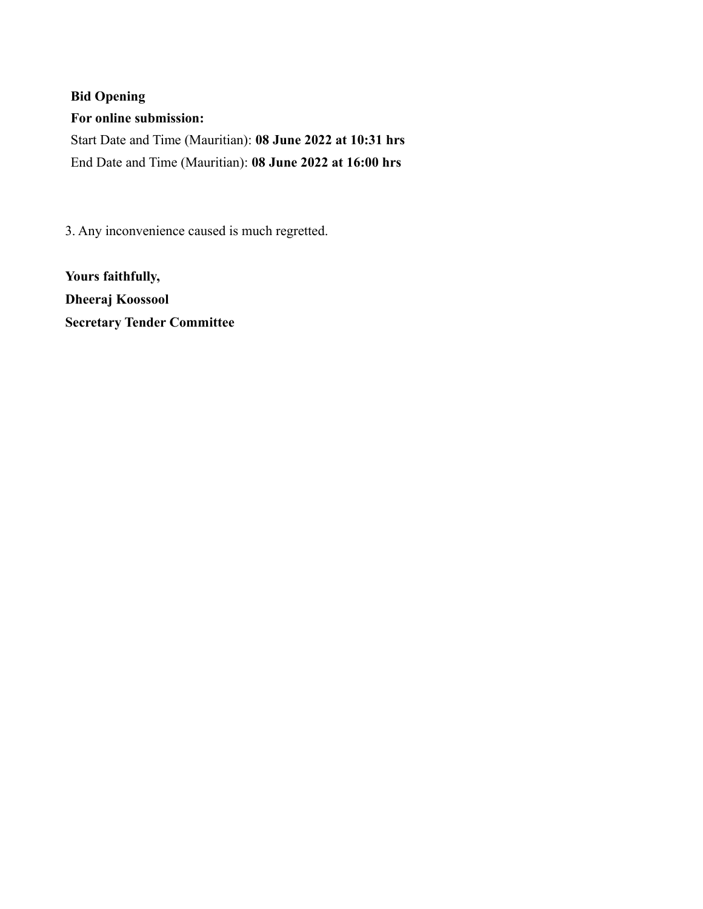**Bid Opening**

**For online submission:**

Start Date and Time (Mauritian): **08 June 2022 at 10:31 hrs**

End Date and Time (Mauritian): **08 June 2022 at 16:00 hrs**

3. Any inconvenience caused is much regretted.

**Yours faithfully,**

**Dheeraj Koossool**

**Secretary Tender Committee**